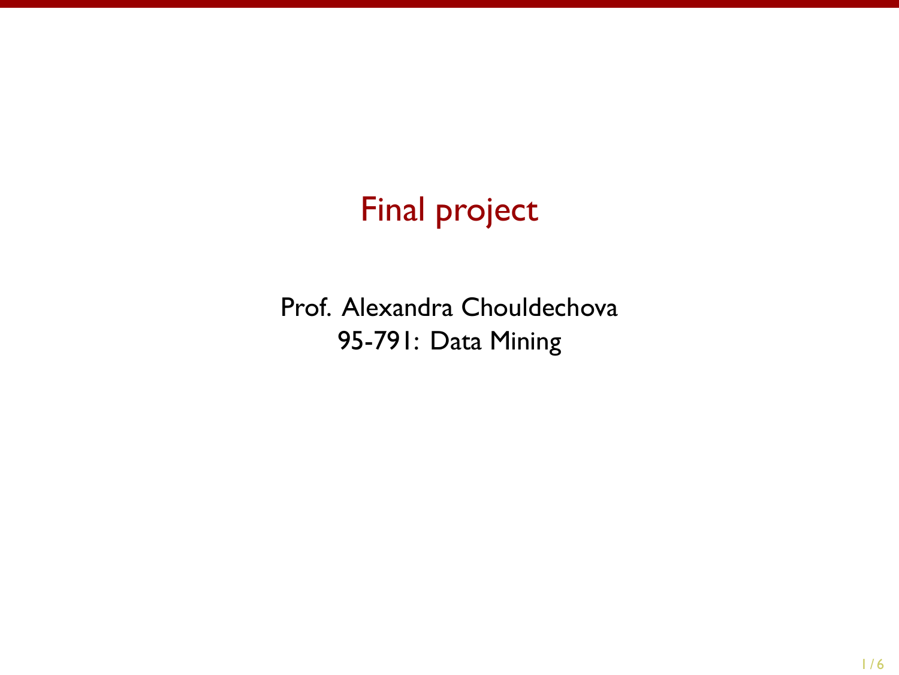# Final project

Prof. Alexandra Chouldechova
95-791: Data Mining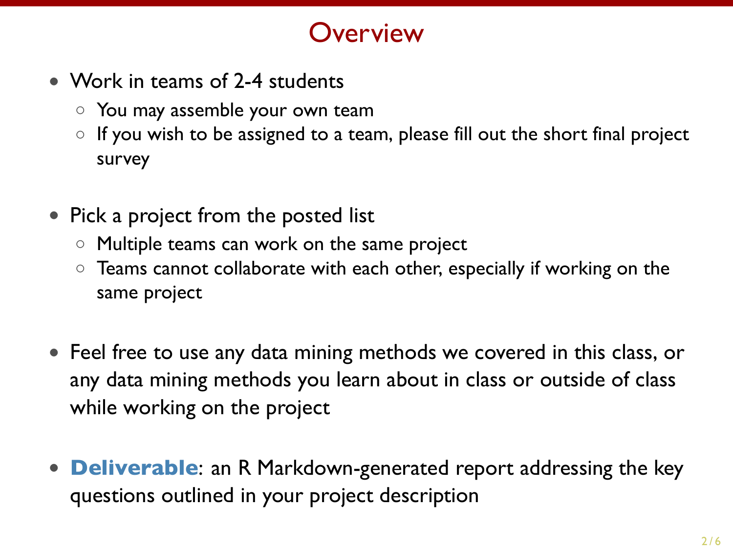# Overview

- Work in teams of 2-4 students
  - You may assemble your own team
  - If you wish to be assigned to a team, please fill out the short final project survey

- Pick a project from the posted list
  - Multiple teams can work on the same project
  - Teams cannot collaborate with each other, especially if working on the same project

- Feel free to use any data mining methods we covered in this class, or any data mining methods you learn about in class or outside of class while working on the project

- **Deliverable**: an R Markdown-generated report addressing the key questions outlined in your project description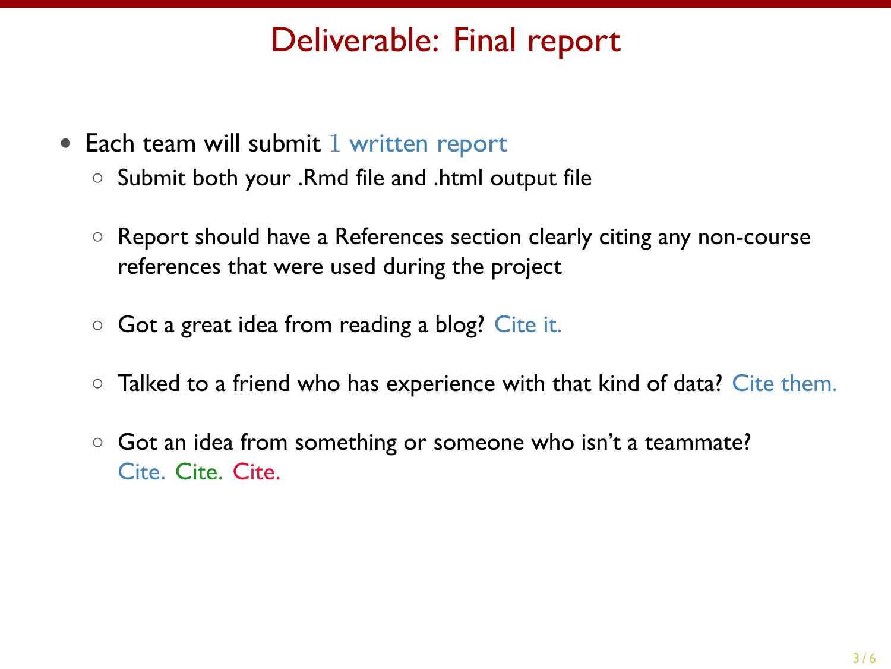# Deliverable: Final report

- Each team will submit 1 written report
  - Submit both your .Rmd file and .html output file
  - Report should have a References section clearly citing any non-course references that were used during the project
  - Got a great idea from reading a blog? Cite it.
  - Talked to a friend who has experience with that kind of data? Cite them.
  - Got an idea from something or someone who isn't a teammate? Cite. Cite. Cite.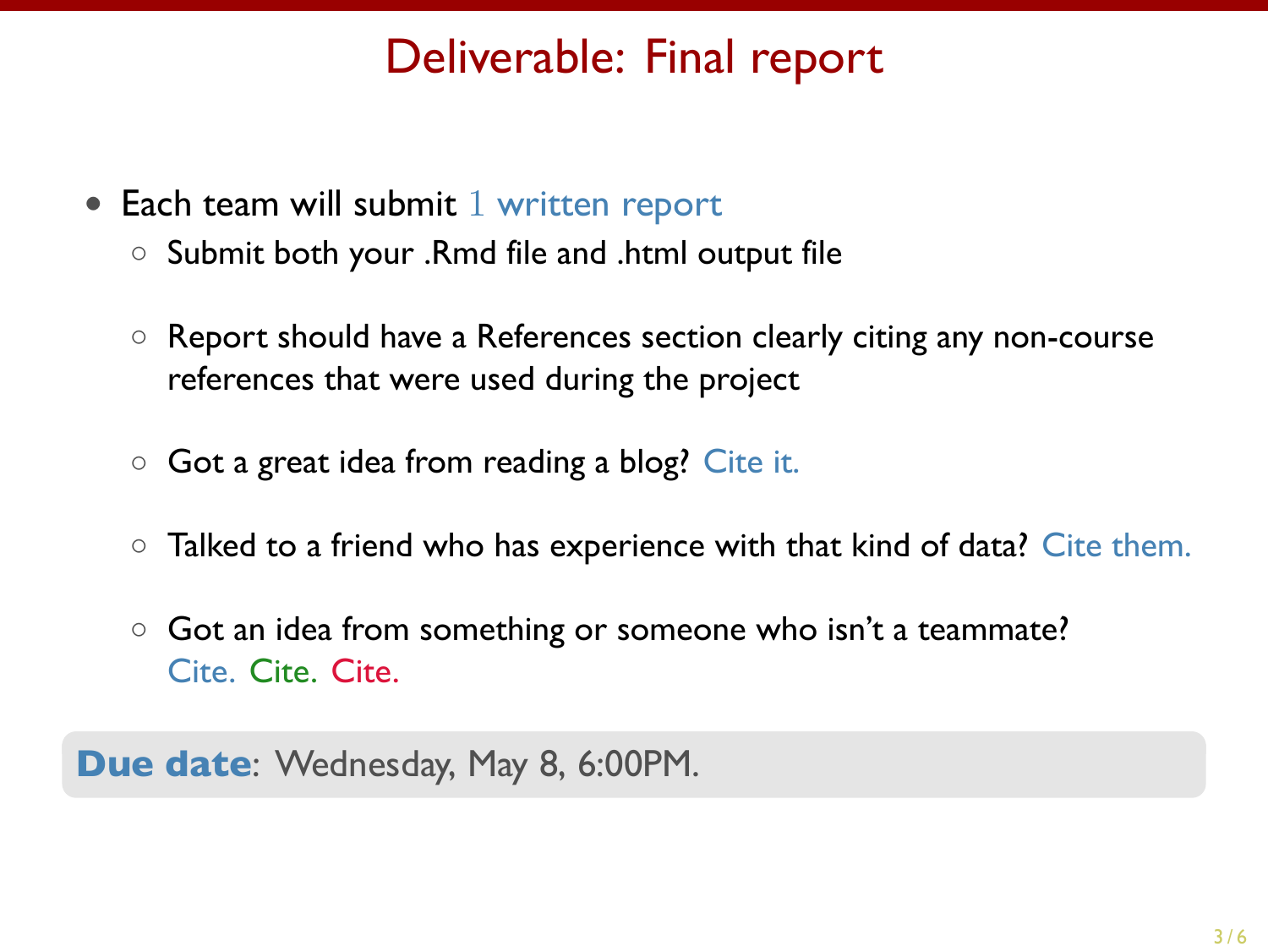# Deliverable: Final report

- Each team will submit 1 written report
  - Submit both your .Rmd file and .html output file
  - Report should have a References section clearly citing any non-course references that were used during the project
  - Got a great idea from reading a blog? Cite it.
  - Talked to a friend who has experience with that kind of data? Cite them.
  - Got an idea from something or someone who isn't a teammate? Cite. Cite. Cite.

**Due date**: Wednesday, May 8, 6:00PM.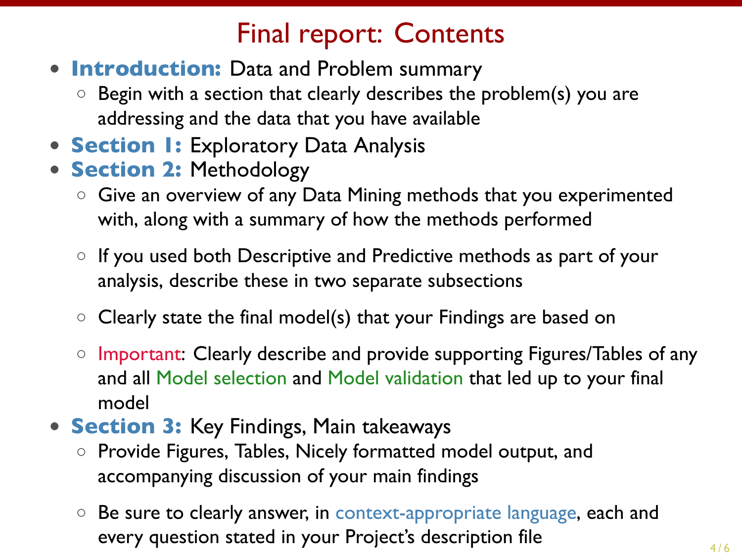# Final report: Contents

- **Introduction:** Data and Problem summary
  - Begin with a section that clearly describes the problem(s) you are addressing and the data that you have available
- **Section 1:** Exploratory Data Analysis
- **Section 2:** Methodology
  - Give an overview of any Data Mining methods that you experimented with, along with a summary of how the methods performed
  - If you used both Descriptive and Predictive methods as part of your analysis, describe these in two separate subsections
  - Clearly state the final model(s) that your Findings are based on
  - Important: Clearly describe and provide supporting Figures/Tables of any and all Model selection and Model validation that led up to your final model
- **Section 3:** Key Findings, Main takeaways
  - Provide Figures, Tables, Nicely formatted model output, and accompanying discussion of your main findings
  - Be sure to clearly answer, in context-appropriate language, each and every question stated in your Project's description file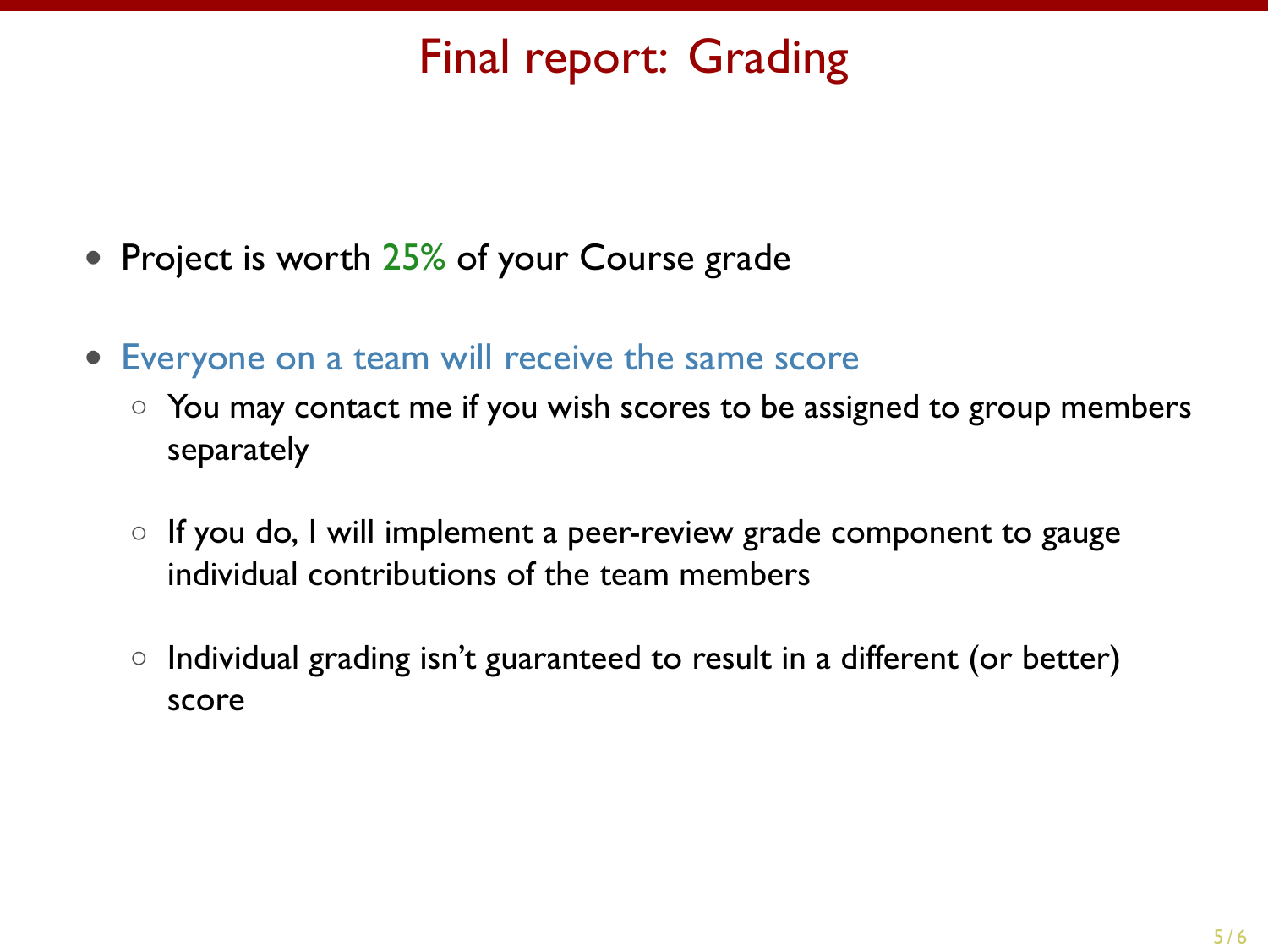# Final report: Grading

- Project is worth 25% of your Course grade
- Everyone on a team will receive the same score
  - You may contact me if you wish scores to be assigned to group members separately
  - If you do, I will implement a peer-review grade component to gauge individual contributions of the team members
  - Individual grading isn't guaranteed to result in a different (or better) score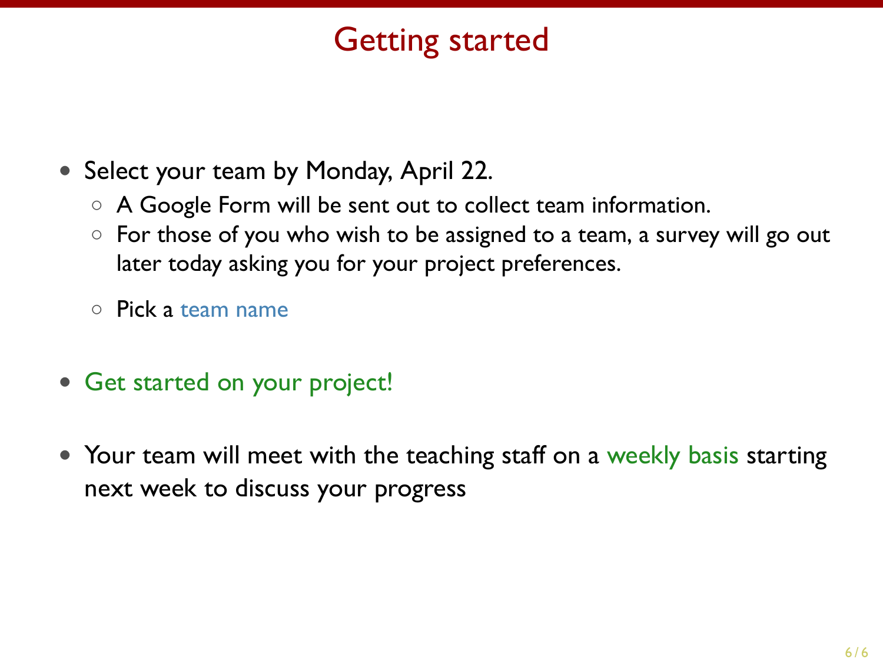# Getting started

- Select your team by Monday, April 22.
  - A Google Form will be sent out to collect team information.
  - For those of you who wish to be assigned to a team, a survey will go out later today asking you for your project preferences.
  - Pick a team name
- Get started on your project!
- Your team will meet with the teaching staff on a weekly basis starting next week to discuss your progress